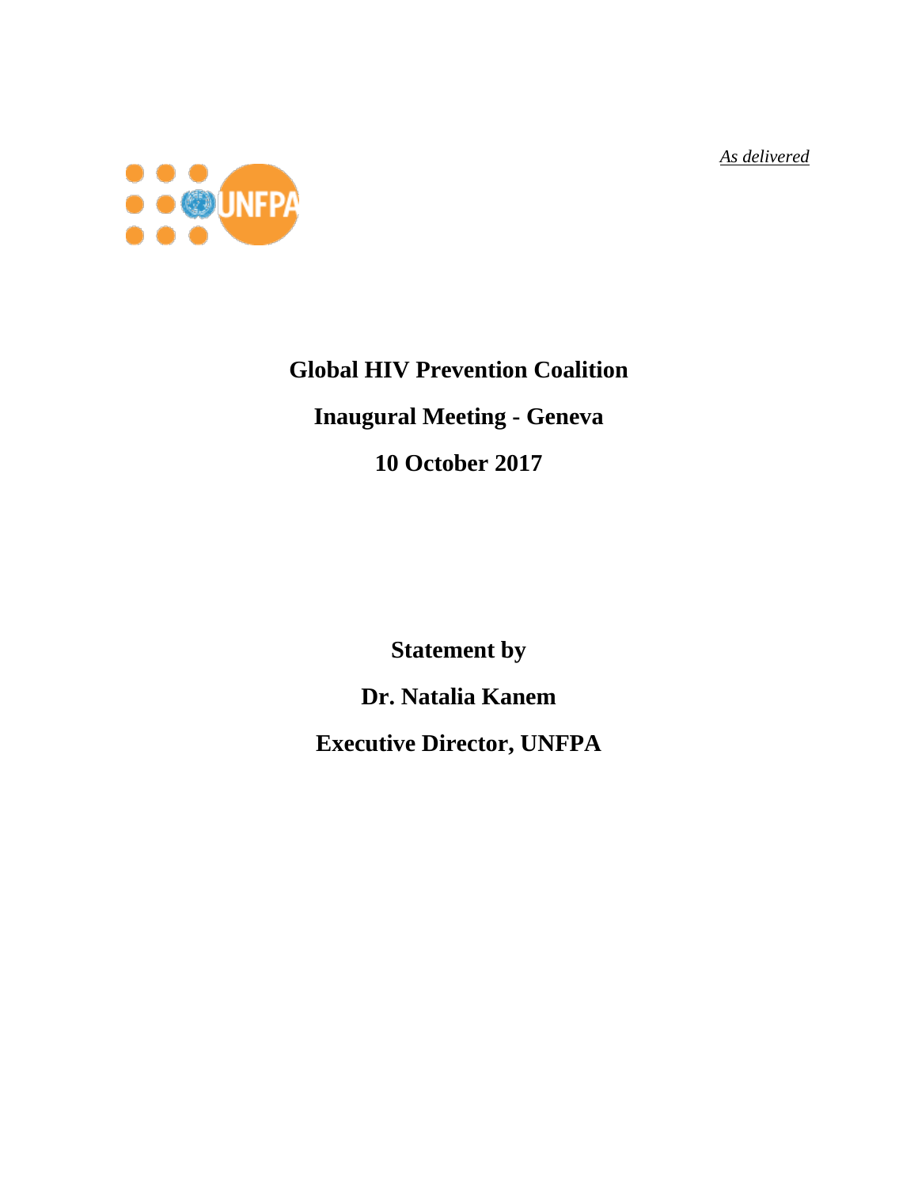*As delivered*

# Global HIV Prevention Coalition

## Inaugural Meeting - Geneva

## 10 October 2017

**Statement by**

**Dr. Natalia Kanem**

**Executive Director, UNFPA**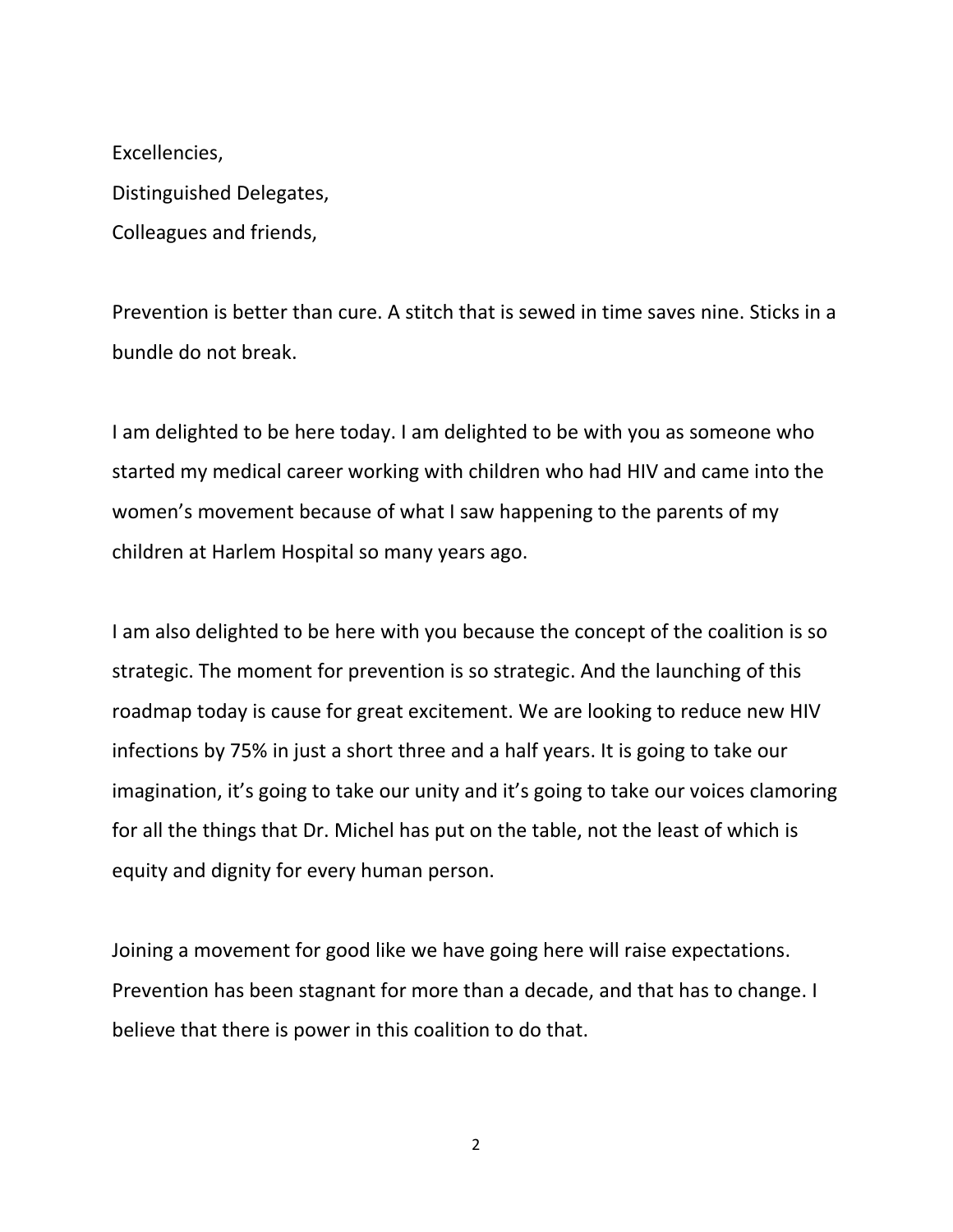Excellencies,
Distinguished Delegates,
Colleagues and friends,

Prevention is better than cure. A stitch that is sewed in time saves nine. Sticks in a bundle do not break.

I am delighted to be here today. I am delighted to be with you as someone who started my medical career working with children who had HIV and came into the women's movement because of what I saw happening to the parents of my children at Harlem Hospital so many years ago.

I am also delighted to be here with you because the concept of the coalition is so strategic. The moment for prevention is so strategic. And the launching of this roadmap today is cause for great excitement. We are looking to reduce new HIV infections by 75% in just a short three and a half years. It is going to take our imagination, it's going to take our unity and it's going to take our voices clamoring for all the things that Dr. Michel has put on the table, not the least of which is equity and dignity for every human person.

Joining a movement for good like we have going here will raise expectations. Prevention has been stagnant for more than a decade, and that has to change. I believe that there is power in this coalition to do that.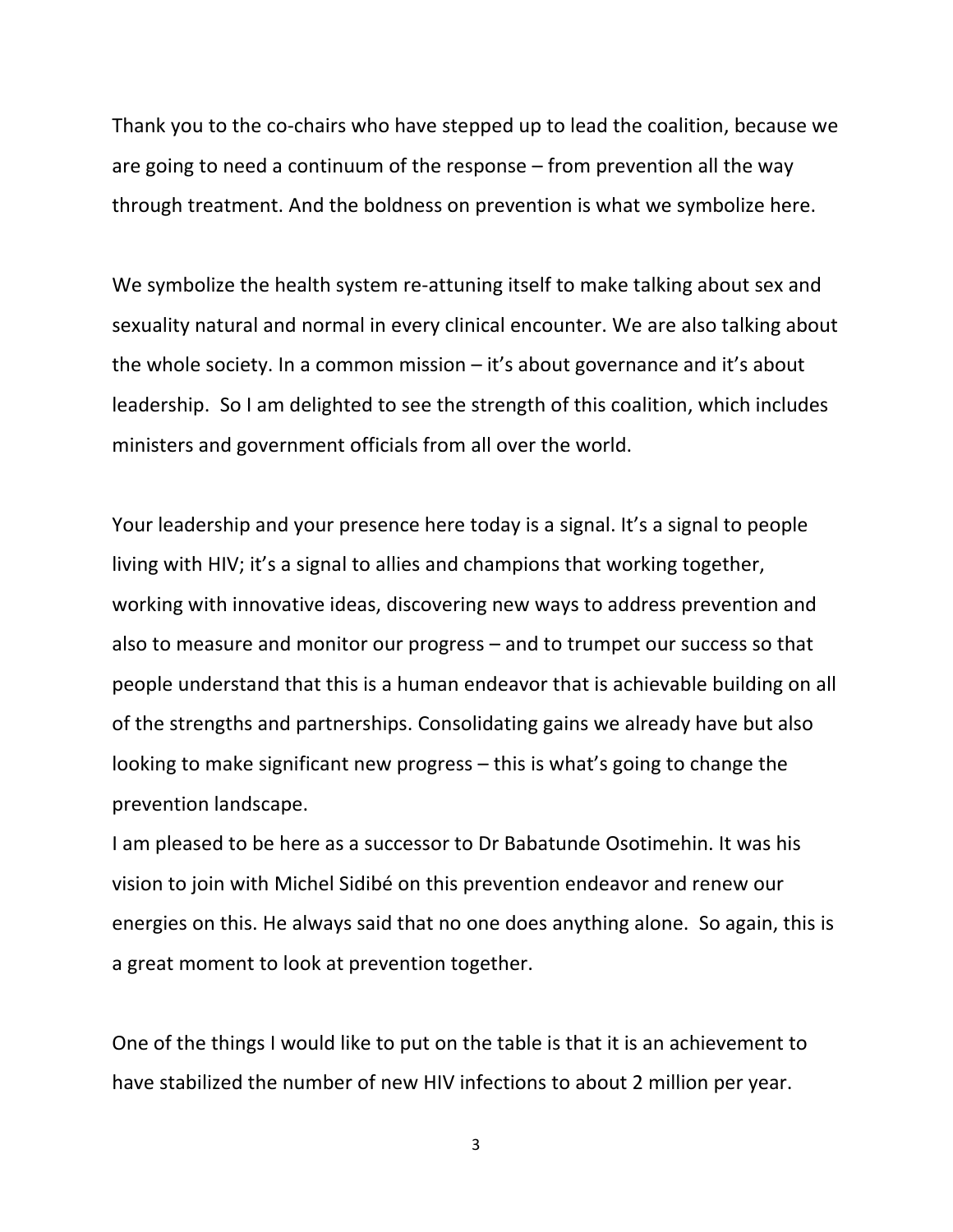Thank you to the co-chairs who have stepped up to lead the coalition, because we are going to need a continuum of the response – from prevention all the way through treatment. And the boldness on prevention is what we symbolize here.

We symbolize the health system re-attuning itself to make talking about sex and sexuality natural and normal in every clinical encounter. We are also talking about the whole society. In a common mission – it's about governance and it's about leadership. So I am delighted to see the strength of this coalition, which includes ministers and government officials from all over the world.

Your leadership and your presence here today is a signal. It's a signal to people living with HIV; it's a signal to allies and champions that working together, working with innovative ideas, discovering new ways to address prevention and also to measure and monitor our progress – and to trumpet our success so that people understand that this is a human endeavor that is achievable building on all of the strengths and partnerships. Consolidating gains we already have but also looking to make significant new progress – this is what's going to change the prevention landscape.

I am pleased to be here as a successor to Dr Babatunde Osotimehin. It was his vision to join with Michel Sidibé on this prevention endeavor and renew our energies on this. He always said that no one does anything alone. So again, this is a great moment to look at prevention together.

One of the things I would like to put on the table is that it is an achievement to have stabilized the number of new HIV infections to about 2 million per year.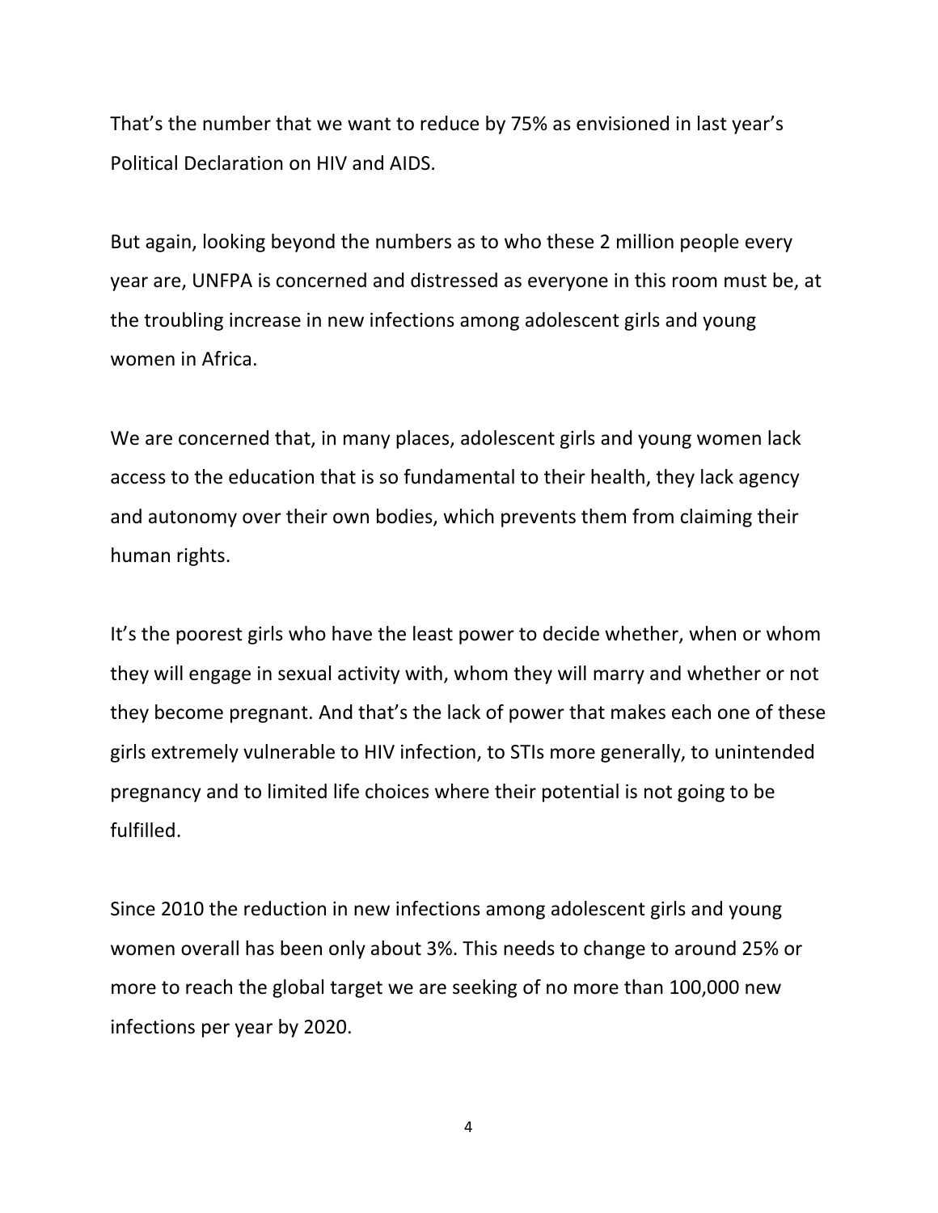That's the number that we want to reduce by 75% as envisioned in last year's Political Declaration on HIV and AIDS.

But again, looking beyond the numbers as to who these 2 million people every year are, UNFPA is concerned and distressed as everyone in this room must be, at the troubling increase in new infections among adolescent girls and young women in Africa.

We are concerned that, in many places, adolescent girls and young women lack access to the education that is so fundamental to their health, they lack agency and autonomy over their own bodies, which prevents them from claiming their human rights.

It's the poorest girls who have the least power to decide whether, when or whom they will engage in sexual activity with, whom they will marry and whether or not they become pregnant. And that's the lack of power that makes each one of these girls extremely vulnerable to HIV infection, to STIs more generally, to unintended pregnancy and to limited life choices where their potential is not going to be fulfilled.

Since 2010 the reduction in new infections among adolescent girls and young women overall has been only about 3%. This needs to change to around 25% or more to reach the global target we are seeking of no more than 100,000 new infections per year by 2020.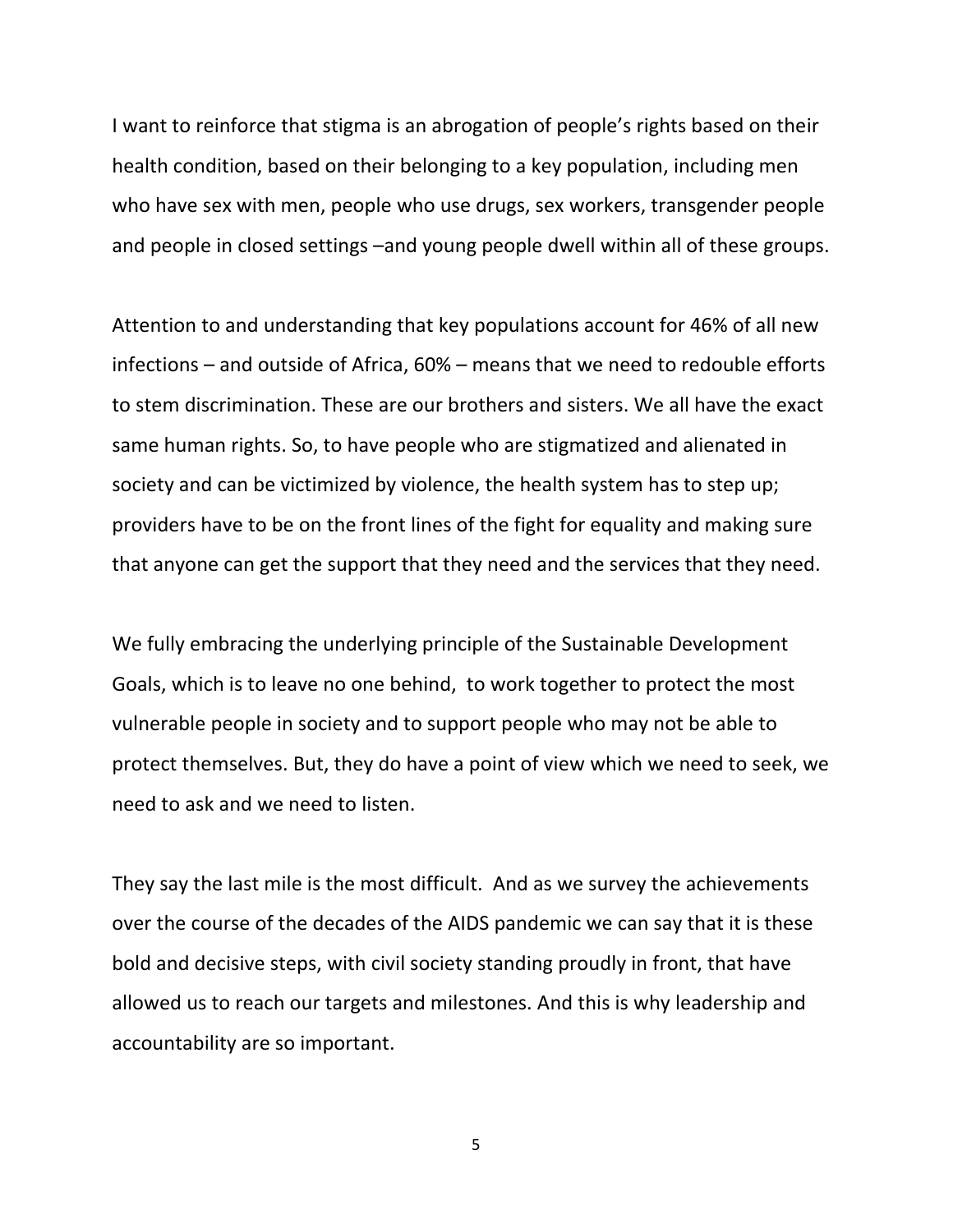I want to reinforce that stigma is an abrogation of people's rights based on their health condition, based on their belonging to a key population, including men who have sex with men, people who use drugs, sex workers, transgender people and people in closed settings –and young people dwell within all of these groups.

Attention to and understanding that key populations account for 46% of all new infections – and outside of Africa, 60% – means that we need to redouble efforts to stem discrimination. These are our brothers and sisters. We all have the exact same human rights. So, to have people who are stigmatized and alienated in society and can be victimized by violence, the health system has to step up; providers have to be on the front lines of the fight for equality and making sure that anyone can get the support that they need and the services that they need.

We fully embracing the underlying principle of the Sustainable Development Goals, which is to leave no one behind, to work together to protect the most vulnerable people in society and to support people who may not be able to protect themselves. But, they do have a point of view which we need to seek, we need to ask and we need to listen.

They say the last mile is the most difficult. And as we survey the achievements over the course of the decades of the AIDS pandemic we can say that it is these bold and decisive steps, with civil society standing proudly in front, that have allowed us to reach our targets and milestones. And this is why leadership and accountability are so important.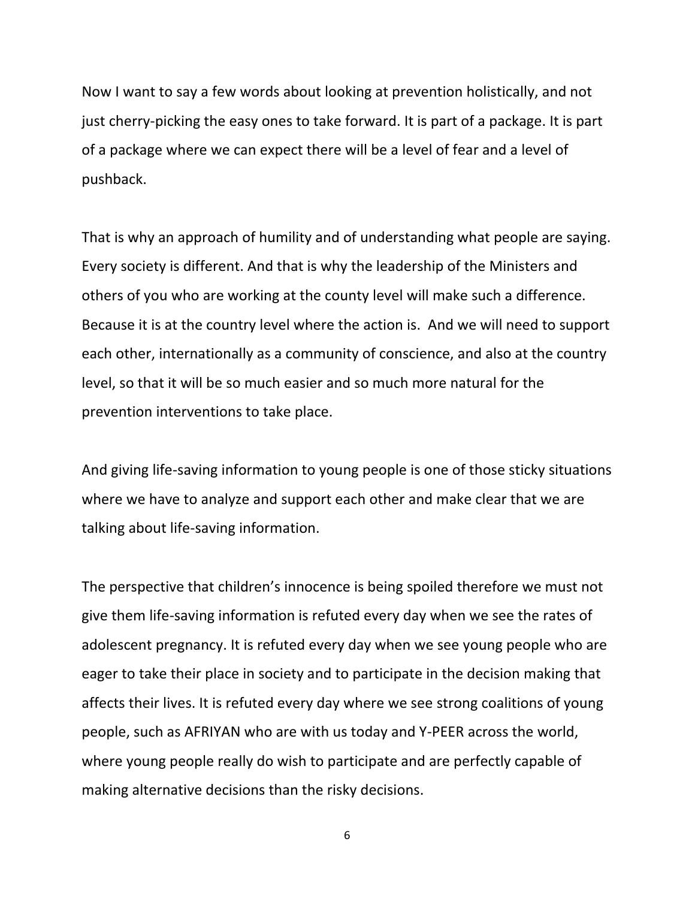Now I want to say a few words about looking at prevention holistically, and not just cherry-picking the easy ones to take forward. It is part of a package. It is part of a package where we can expect there will be a level of fear and a level of pushback.

That is why an approach of humility and of understanding what people are saying. Every society is different. And that is why the leadership of the Ministers and others of you who are working at the county level will make such a difference. Because it is at the country level where the action is. And we will need to support each other, internationally as a community of conscience, and also at the country level, so that it will be so much easier and so much more natural for the prevention interventions to take place.

And giving life-saving information to young people is one of those sticky situations where we have to analyze and support each other and make clear that we are talking about life-saving information.

The perspective that children's innocence is being spoiled therefore we must not give them life-saving information is refuted every day when we see the rates of adolescent pregnancy. It is refuted every day when we see young people who are eager to take their place in society and to participate in the decision making that affects their lives. It is refuted every day where we see strong coalitions of young people, such as AFRIYAN who are with us today and Y-PEER across the world, where young people really do wish to participate and are perfectly capable of making alternative decisions than the risky decisions.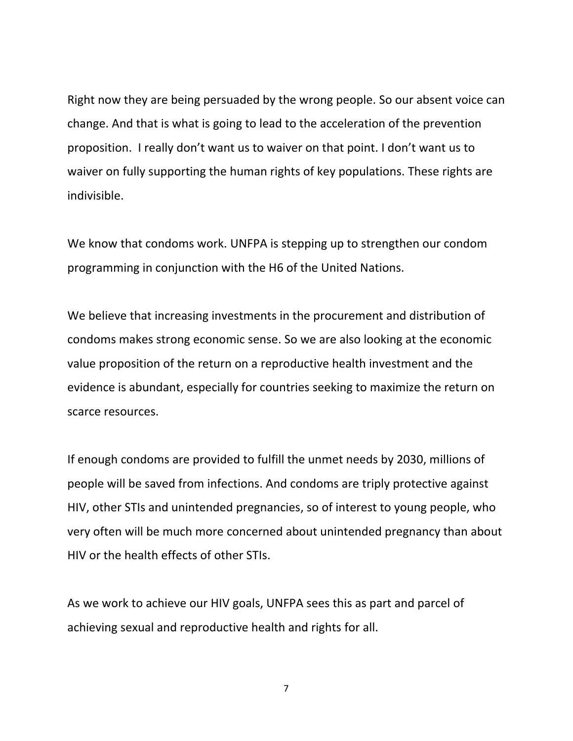Right now they are being persuaded by the wrong people. So our absent voice can change. And that is what is going to lead to the acceleration of the prevention proposition. I really don't want us to waiver on that point. I don't want us to waiver on fully supporting the human rights of key populations. These rights are indivisible.

We know that condoms work. UNFPA is stepping up to strengthen our condom programming in conjunction with the H6 of the United Nations.

We believe that increasing investments in the procurement and distribution of condoms makes strong economic sense. So we are also looking at the economic value proposition of the return on a reproductive health investment and the evidence is abundant, especially for countries seeking to maximize the return on scarce resources.

If enough condoms are provided to fulfill the unmet needs by 2030, millions of people will be saved from infections. And condoms are triply protective against HIV, other STIs and unintended pregnancies, so of interest to young people, who very often will be much more concerned about unintended pregnancy than about HIV or the health effects of other STIs.

As we work to achieve our HIV goals, UNFPA sees this as part and parcel of achieving sexual and reproductive health and rights for all.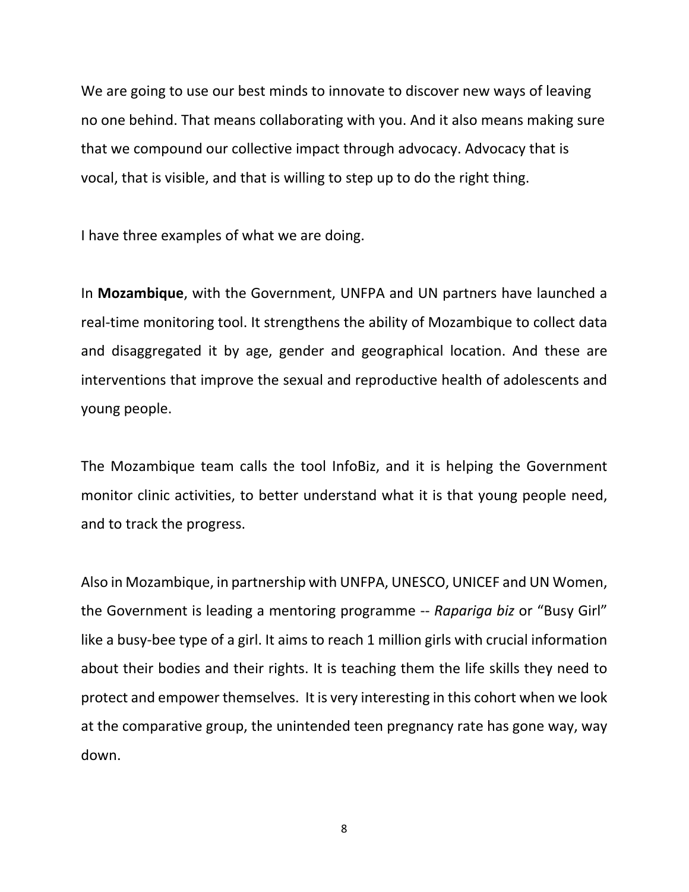We are going to use our best minds to innovate to discover new ways of leaving no one behind. That means collaborating with you. And it also means making sure that we compound our collective impact through advocacy. Advocacy that is vocal, that is visible, and that is willing to step up to do the right thing.

I have three examples of what we are doing.

In **Mozambique**, with the Government, UNFPA and UN partners have launched a real-time monitoring tool. It strengthens the ability of Mozambique to collect data and disaggregated it by age, gender and geographical location. And these are interventions that improve the sexual and reproductive health of adolescents and young people.

The Mozambique team calls the tool InfoBiz, and it is helping the Government monitor clinic activities, to better understand what it is that young people need, and to track the progress.

Also in Mozambique, in partnership with UNFPA, UNESCO, UNICEF and UN Women, the Government is leading a mentoring programme -- *Rapariga biz* or "Busy Girl" like a busy-bee type of a girl. It aims to reach 1 million girls with crucial information about their bodies and their rights. It is teaching them the life skills they need to protect and empower themselves. It is very interesting in this cohort when we look at the comparative group, the unintended teen pregnancy rate has gone way, way down.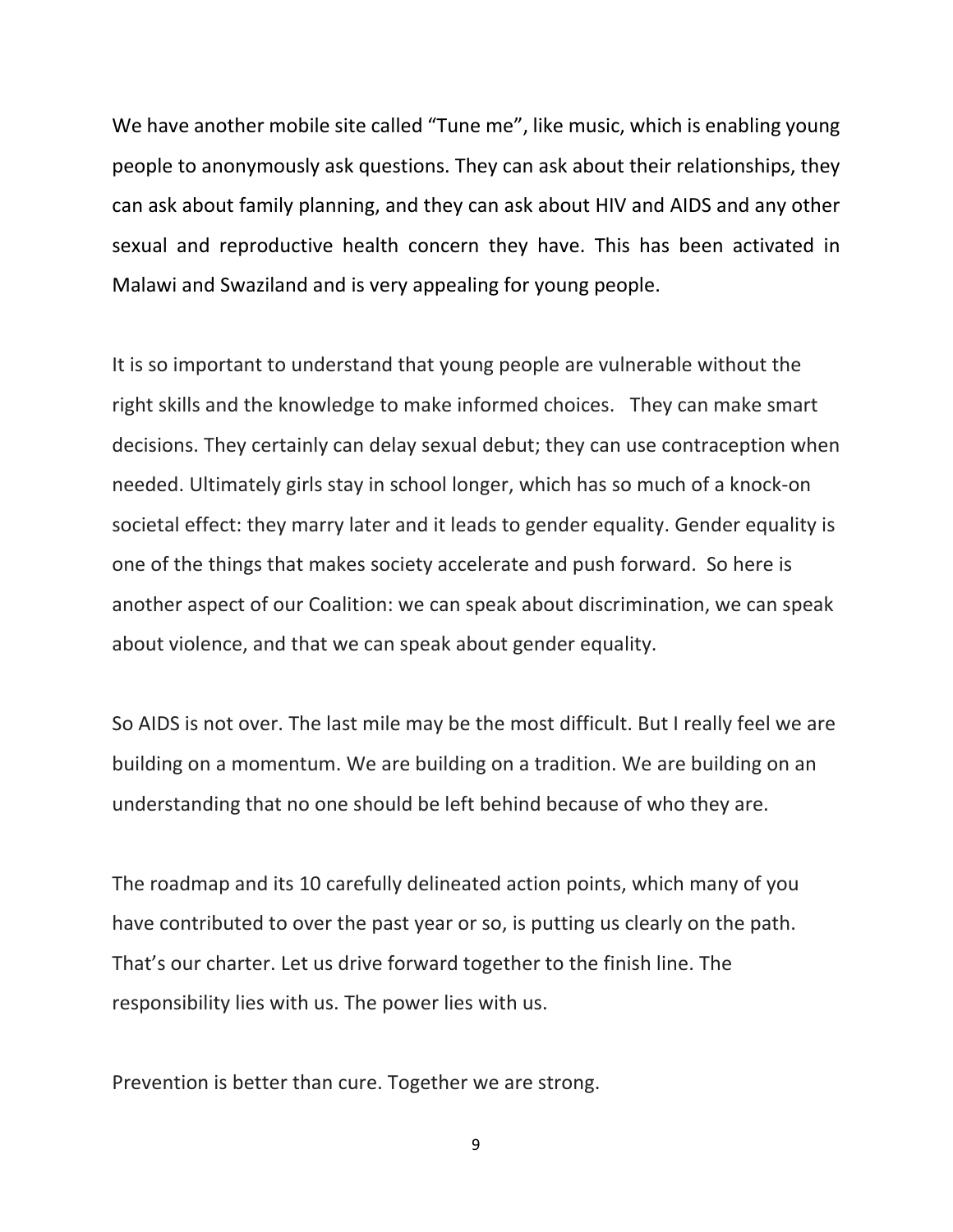We have another mobile site called "Tune me", like music, which is enabling young people to anonymously ask questions. They can ask about their relationships, they can ask about family planning, and they can ask about HIV and AIDS and any other sexual and reproductive health concern they have. This has been activated in Malawi and Swaziland and is very appealing for young people.

It is so important to understand that young people are vulnerable without the right skills and the knowledge to make informed choices. They can make smart decisions. They certainly can delay sexual debut; they can use contraception when needed. Ultimately girls stay in school longer, which has so much of a knock-on societal effect: they marry later and it leads to gender equality. Gender equality is one of the things that makes society accelerate and push forward. So here is another aspect of our Coalition: we can speak about discrimination, we can speak about violence, and that we can speak about gender equality.

So AIDS is not over. The last mile may be the most difficult. But I really feel we are building on a momentum. We are building on a tradition. We are building on an understanding that no one should be left behind because of who they are.

The roadmap and its 10 carefully delineated action points, which many of you have contributed to over the past year or so, is putting us clearly on the path. That's our charter. Let us drive forward together to the finish line. The responsibility lies with us. The power lies with us.

Prevention is better than cure. Together we are strong.